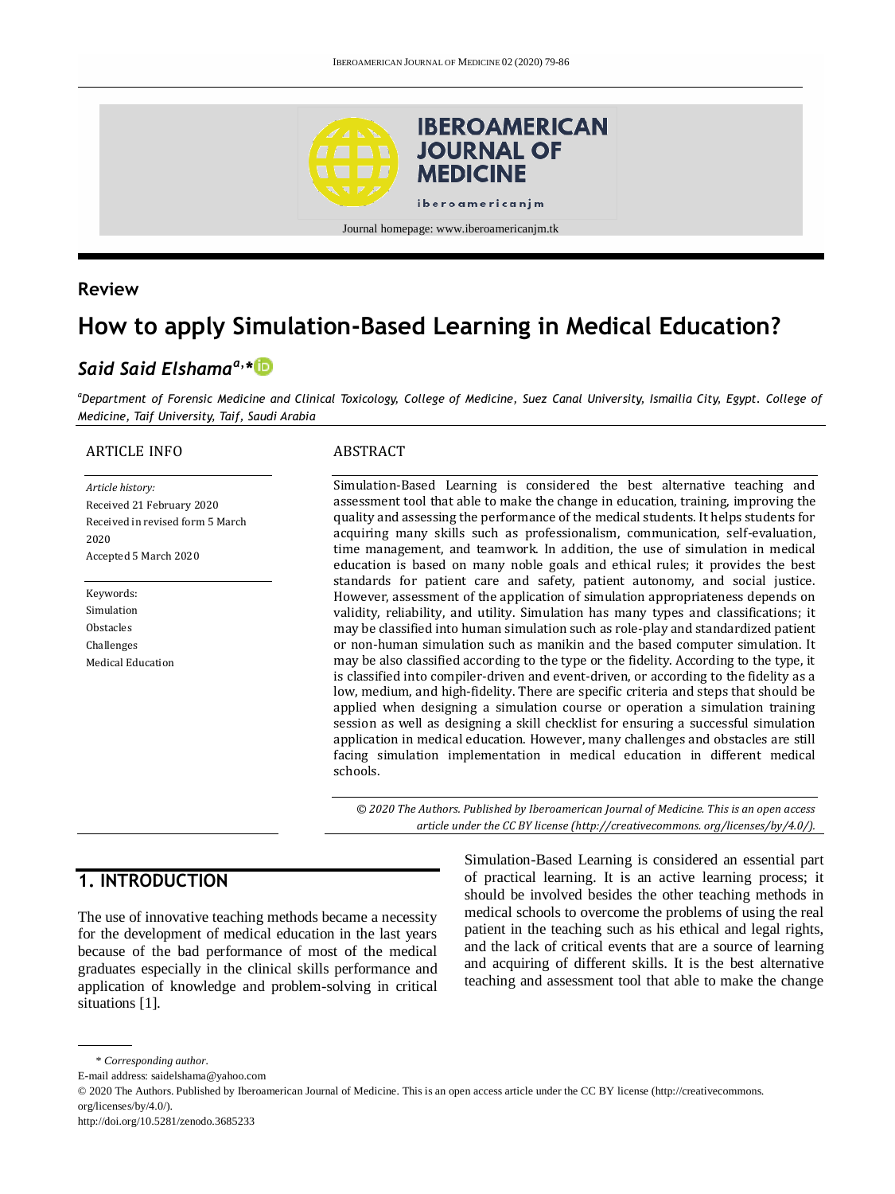Review

# How to apply Simulation-Based Learning in Medical Education?

***Said Said Elshama*** [a,*]

[a] *Department of Forensic Medicine and Clinical Toxicology, College of Medicine, Suez Canal University, Ismailia City, Egypt. College of Medicine, Taif University, Taif, Saudi Arabia*

**ARTICLE INFO**

*Article history:*
Received 21 February 2020
Received in revised form 5 March 2020
Accepted 5 March 2020

Keywords:
Simulation
Obstacles
Challenges
Medical Education

**ABSTRACT**

Simulation-Based Learning is considered the best alternative teaching and assessment tool that able to make the change in education, training, improving the quality and assessing the performance of the medical students. It helps students for acquiring many skills such as professionalism, communication, self-evaluation, time management, and teamwork. In addition, the use of simulation in medical education is based on many noble goals and ethical rules; it provides the best standards for patient care and safety, patient autonomy, and social justice. However, assessment of the application of simulation appropriateness depends on validity, reliability, and utility. Simulation has many types and classifications; it may be classified into human simulation such as role-play and standardized patient or non-human simulation such as manikin and the based computer simulation. It may be also classified according to the type or the fidelity. According to the type, it is classified into compiler-driven and event-driven, or according to the fidelity as a low, medium, and high-fidelity. There are specific criteria and steps that should be applied when designing a simulation course or operation a simulation training session as well as designing a skill checklist for ensuring a successful simulation application in medical education. However, many challenges and obstacles are still facing simulation implementation in medical education in different medical schools.

*© 2020 The Authors. Published by Iberoamerican Journal of Medicine. This is an open access article under the CC BY license (http://creativecommons. org/licenses/by/4.0/).*

## 1. INTRODUCTION

The use of innovative teaching methods became a necessity for the development of medical education in the last years because of the bad performance of most of the medical graduates especially in the clinical skills performance and application of knowledge and problem-solving in critical situations [1].

Simulation-Based Learning is considered an essential part of practical learning. It is an active learning process; it should be involved besides the other teaching methods in medical schools to overcome the problems of using the real patient in the teaching such as his ethical and legal rights, and the lack of critical events that are a source of learning and acquiring of different skills. It is the best alternative teaching and assessment tool that able to make the change

\* *Corresponding author.*
E-mail address: saidelshama@yahoo.com
© 2020 The Authors. Published by Iberoamerican Journal of Medicine. This is an open access article under the CC BY license (http://creativecommons. org/licenses/by/4.0/).
http://doi.org/10.5281/zenodo.3685233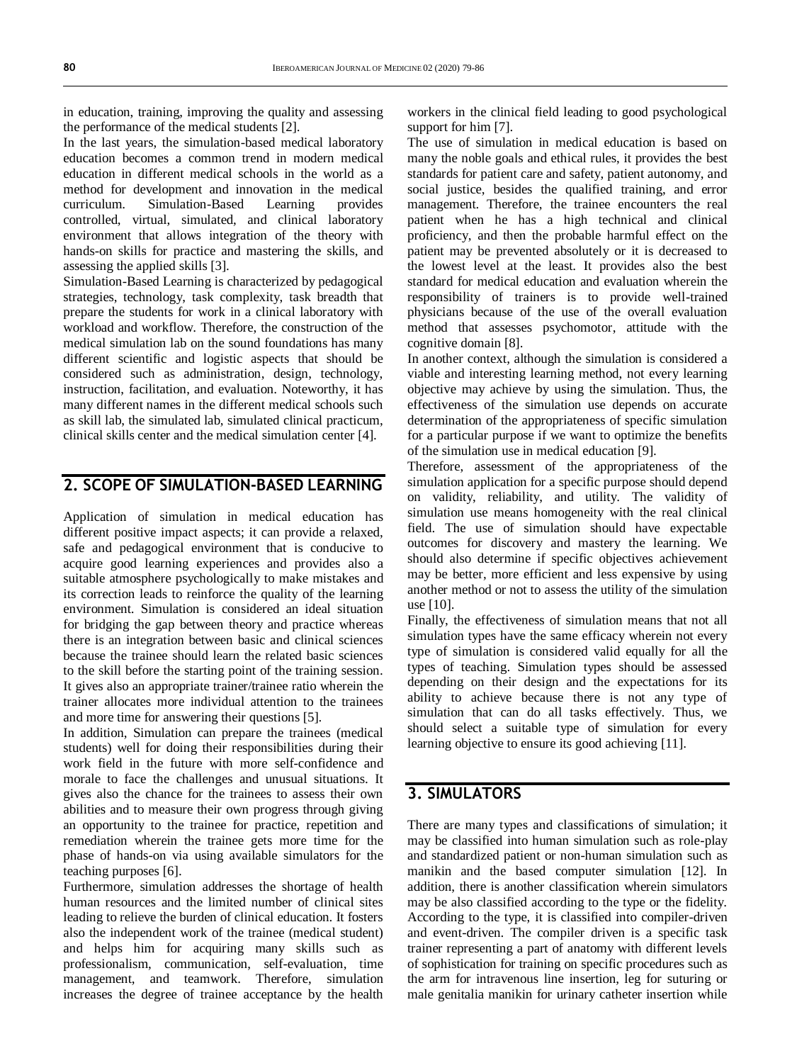in education, training, improving the quality and assessing the performance of the medical students [2].

In the last years, the simulation-based medical laboratory education becomes a common trend in modern medical education in different medical schools in the world as a method for development and innovation in the medical curriculum. Simulation-Based Learning provides controlled, virtual, simulated, and clinical laboratory environment that allows integration of the theory with hands-on skills for practice and mastering the skills, and assessing the applied skills [3].

Simulation-Based Learning is characterized by pedagogical strategies, technology, task complexity, task breadth that prepare the students for work in a clinical laboratory with workload and workflow. Therefore, the construction of the medical simulation lab on the sound foundations has many different scientific and logistic aspects that should be considered such as administration, design, technology, instruction, facilitation, and evaluation. Noteworthy, it has many different names in the different medical schools such as skill lab, the simulated lab, simulated clinical practicum, clinical skills center and the medical simulation center [4].

## 2. SCOPE OF SIMULATION-BASED LEARNING

Application of simulation in medical education has different positive impact aspects; it can provide a relaxed, safe and pedagogical environment that is conducive to acquire good learning experiences and provides also a suitable atmosphere psychologically to make mistakes and its correction leads to reinforce the quality of the learning environment. Simulation is considered an ideal situation for bridging the gap between theory and practice whereas there is an integration between basic and clinical sciences because the trainee should learn the related basic sciences to the skill before the starting point of the training session. It gives also an appropriate trainer/trainee ratio wherein the trainer allocates more individual attention to the trainees and more time for answering their questions [5].

In addition, Simulation can prepare the trainees (medical students) well for doing their responsibilities during their work field in the future with more self-confidence and morale to face the challenges and unusual situations. It gives also the chance for the trainees to assess their own abilities and to measure their own progress through giving an opportunity to the trainee for practice, repetition and remediation wherein the trainee gets more time for the phase of hands-on via using available simulators for the teaching purposes [6].

Furthermore, simulation addresses the shortage of health human resources and the limited number of clinical sites leading to relieve the burden of clinical education. It fosters also the independent work of the trainee (medical student) and helps him for acquiring many skills such as professionalism, communication, self-evaluation, time management, and teamwork. Therefore, simulation increases the degree of trainee acceptance by the health workers in the clinical field leading to good psychological support for him [7].

The use of simulation in medical education is based on many the noble goals and ethical rules, it provides the best standards for patient care and safety, patient autonomy, and social justice, besides the qualified training, and error management. Therefore, the trainee encounters the real patient when he has a high technical and clinical proficiency, and then the probable harmful effect on the patient may be prevented absolutely or it is decreased to the lowest level at the least. It provides also the best standard for medical education and evaluation wherein the responsibility of trainers is to provide well-trained physicians because of the use of the overall evaluation method that assesses psychomotor, attitude with the cognitive domain [8].

In another context, although the simulation is considered a viable and interesting learning method, not every learning objective may achieve by using the simulation. Thus, the effectiveness of the simulation use depends on accurate determination of the appropriateness of specific simulation for a particular purpose if we want to optimize the benefits of the simulation use in medical education [9].

Therefore, assessment of the appropriateness of the simulation application for a specific purpose should depend on validity, reliability, and utility. The validity of simulation use means homogeneity with the real clinical field. The use of simulation should have expectable outcomes for discovery and mastery the learning. We should also determine if specific objectives achievement may be better, more efficient and less expensive by using another method or not to assess the utility of the simulation use [10].

Finally, the effectiveness of simulation means that not all simulation types have the same efficacy wherein not every type of simulation is considered valid equally for all the types of teaching. Simulation types should be assessed depending on their design and the expectations for its ability to achieve because there is not any type of simulation that can do all tasks effectively. Thus, we should select a suitable type of simulation for every learning objective to ensure its good achieving [11].

## 3. SIMULATORS

There are many types and classifications of simulation; it may be classified into human simulation such as role-play and standardized patient or non-human simulation such as manikin and the based computer simulation [12]. In addition, there is another classification wherein simulators may be also classified according to the type or the fidelity. According to the type, it is classified into compiler-driven and event-driven. The compiler driven is a specific task trainer representing a part of anatomy with different levels of sophistication for training on specific procedures such as the arm for intravenous line insertion, leg for suturing or male genitalia manikin for urinary catheter insertion while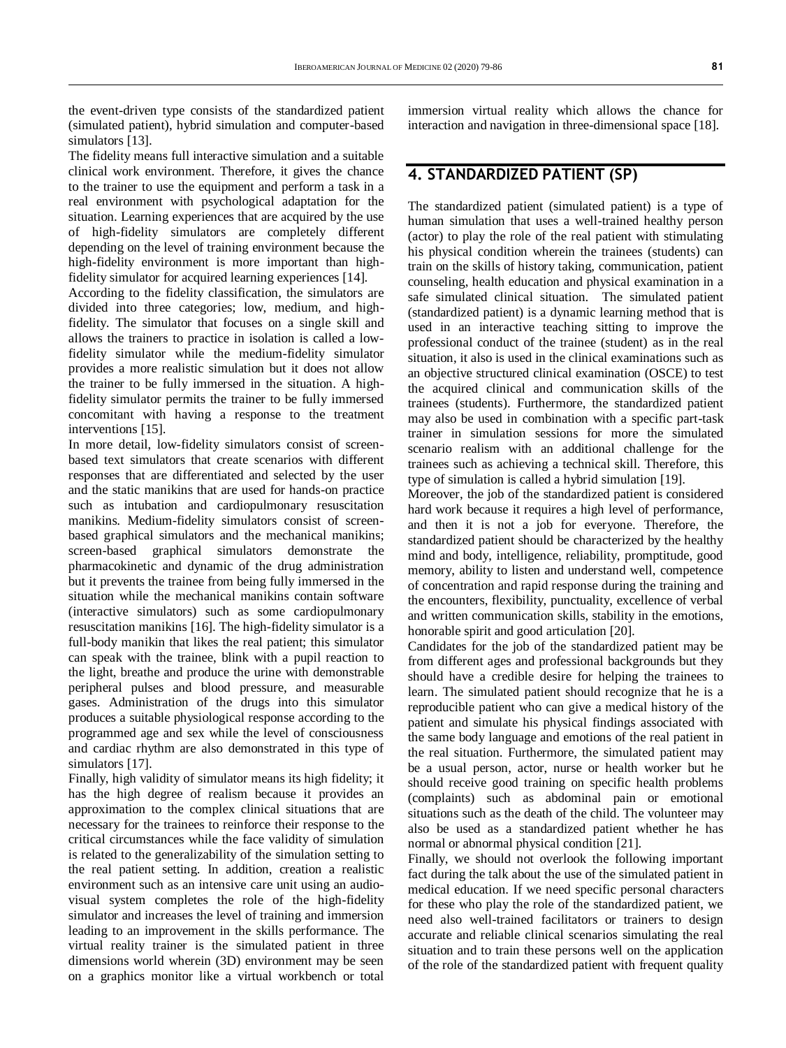the event-driven type consists of the standardized patient (simulated patient), hybrid simulation and computer-based simulators [13].

The fidelity means full interactive simulation and a suitable clinical work environment. Therefore, it gives the chance to the trainer to use the equipment and perform a task in a real environment with psychological adaptation for the situation. Learning experiences that are acquired by the use of high-fidelity simulators are completely different depending on the level of training environment because the high-fidelity environment is more important than high-fidelity simulator for acquired learning experiences [14].

According to the fidelity classification, the simulators are divided into three categories; low, medium, and high-fidelity. The simulator that focuses on a single skill and allows the trainers to practice in isolation is called a low-fidelity simulator while the medium-fidelity simulator provides a more realistic simulation but it does not allow the trainer to be fully immersed in the situation. A high-fidelity simulator permits the trainer to be fully immersed concomitant with having a response to the treatment interventions [15].

In more detail, low-fidelity simulators consist of screen-based text simulators that create scenarios with different responses that are differentiated and selected by the user and the static manikins that are used for hands-on practice such as intubation and cardiopulmonary resuscitation manikins. Medium-fidelity simulators consist of screen-based graphical simulators and the mechanical manikins; screen-based graphical simulators demonstrate the pharmacokinetic and dynamic of the drug administration but it prevents the trainee from being fully immersed in the situation while the mechanical manikins contain software (interactive simulators) such as some cardiopulmonary resuscitation manikins [16]. The high-fidelity simulator is a full-body manikin that likes the real patient; this simulator can speak with the trainee, blink with a pupil reaction to the light, breathe and produce the urine with demonstrable peripheral pulses and blood pressure, and measurable gases. Administration of the drugs into this simulator produces a suitable physiological response according to the programmed age and sex while the level of consciousness and cardiac rhythm are also demonstrated in this type of simulators [17].

Finally, high validity of simulator means its high fidelity; it has the high degree of realism because it provides an approximation to the complex clinical situations that are necessary for the trainees to reinforce their response to the critical circumstances while the face validity of simulation is related to the generalizability of the simulation setting to the real patient setting. In addition, creation a realistic environment such as an intensive care unit using an audio-visual system completes the role of the high-fidelity simulator and increases the level of training and immersion leading to an improvement in the skills performance. The virtual reality trainer is the simulated patient in three dimensions world wherein (3D) environment may be seen on a graphics monitor like a virtual workbench or total immersion virtual reality which allows the chance for interaction and navigation in three-dimensional space [18].

## 4. STANDARDIZED PATIENT (SP)

The standardized patient (simulated patient) is a type of human simulation that uses a well-trained healthy person (actor) to play the role of the real patient with stimulating his physical condition wherein the trainees (students) can train on the skills of history taking, communication, patient counseling, health education and physical examination in a safe simulated clinical situation. The simulated patient (standardized patient) is a dynamic learning method that is used in an interactive teaching sitting to improve the professional conduct of the trainee (student) as in the real situation, it also is used in the clinical examinations such as an objective structured clinical examination (OSCE) to test the acquired clinical and communication skills of the trainees (students). Furthermore, the standardized patient may also be used in combination with a specific part-task trainer in simulation sessions for more the simulated scenario realism with an additional challenge for the trainees such as achieving a technical skill. Therefore, this type of simulation is called a hybrid simulation [19].

Moreover, the job of the standardized patient is considered hard work because it requires a high level of performance, and then it is not a job for everyone. Therefore, the standardized patient should be characterized by the healthy mind and body, intelligence, reliability, promptitude, good memory, ability to listen and understand well, competence of concentration and rapid response during the training and the encounters, flexibility, punctuality, excellence of verbal and written communication skills, stability in the emotions, honorable spirit and good articulation [20].

Candidates for the job of the standardized patient may be from different ages and professional backgrounds but they should have a credible desire for helping the trainees to learn. The simulated patient should recognize that he is a reproducible patient who can give a medical history of the patient and simulate his physical findings associated with the same body language and emotions of the real patient in the real situation. Furthermore, the simulated patient may be a usual person, actor, nurse or health worker but he should receive good training on specific health problems (complaints) such as abdominal pain or emotional situations such as the death of the child. The volunteer may also be used as a standardized patient whether he has normal or abnormal physical condition [21].

Finally, we should not overlook the following important fact during the talk about the use of the simulated patient in medical education. If we need specific personal characters for these who play the role of the standardized patient, we need also well-trained facilitators or trainers to design accurate and reliable clinical scenarios simulating the real situation and to train these persons well on the application of the role of the standardized patient with frequent quality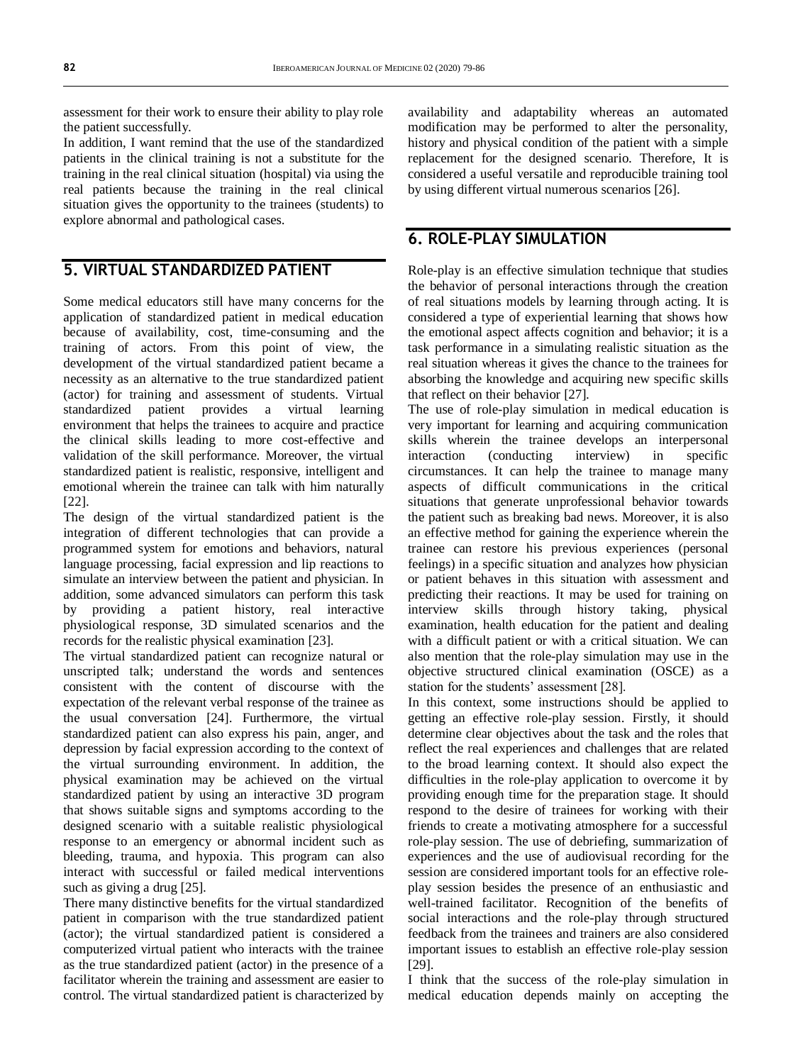assessment for their work to ensure their ability to play role the patient successfully.

In addition, I want remind that the use of the standardized patients in the clinical training is not a substitute for the training in the real clinical situation (hospital) via using the real patients because the training in the real clinical situation gives the opportunity to the trainees (students) to explore abnormal and pathological cases.

## 5. VIRTUAL STANDARDIZED PATIENT

Some medical educators still have many concerns for the application of standardized patient in medical education because of availability, cost, time-consuming and the training of actors. From this point of view, the development of the virtual standardized patient became a necessity as an alternative to the true standardized patient (actor) for training and assessment of students. Virtual standardized patient provides a virtual learning environment that helps the trainees to acquire and practice the clinical skills leading to more cost-effective and validation of the skill performance. Moreover, the virtual standardized patient is realistic, responsive, intelligent and emotional wherein the trainee can talk with him naturally [22].

The design of the virtual standardized patient is the integration of different technologies that can provide a programmed system for emotions and behaviors, natural language processing, facial expression and lip reactions to simulate an interview between the patient and physician. In addition, some advanced simulators can perform this task by providing a patient history, real interactive physiological response, 3D simulated scenarios and the records for the realistic physical examination [23].

The virtual standardized patient can recognize natural or unscripted talk; understand the words and sentences consistent with the content of discourse with the expectation of the relevant verbal response of the trainee as the usual conversation [24]. Furthermore, the virtual standardized patient can also express his pain, anger, and depression by facial expression according to the context of the virtual surrounding environment. In addition, the physical examination may be achieved on the virtual standardized patient by using an interactive 3D program that shows suitable signs and symptoms according to the designed scenario with a suitable realistic physiological response to an emergency or abnormal incident such as bleeding, trauma, and hypoxia. This program can also interact with successful or failed medical interventions such as giving a drug [25].

There many distinctive benefits for the virtual standardized patient in comparison with the true standardized patient (actor); the virtual standardized patient is considered a computerized virtual patient who interacts with the trainee as the true standardized patient (actor) in the presence of a facilitator wherein the training and assessment are easier to control. The virtual standardized patient is characterized by availability and adaptability whereas an automated modification may be performed to alter the personality, history and physical condition of the patient with a simple replacement for the designed scenario. Therefore, It is considered a useful versatile and reproducible training tool by using different virtual numerous scenarios [26].

## 6. ROLE-PLAY SIMULATION

Role-play is an effective simulation technique that studies the behavior of personal interactions through the creation of real situations models by learning through acting. It is considered a type of experiential learning that shows how the emotional aspect affects cognition and behavior; it is a task performance in a simulating realistic situation as the real situation whereas it gives the chance to the trainees for absorbing the knowledge and acquiring new specific skills that reflect on their behavior [27].

The use of role-play simulation in medical education is very important for learning and acquiring communication skills wherein the trainee develops an interpersonal interaction (conducting interview) in specific circumstances. It can help the trainee to manage many aspects of difficult communications in the critical situations that generate unprofessional behavior towards the patient such as breaking bad news. Moreover, it is also an effective method for gaining the experience wherein the trainee can restore his previous experiences (personal feelings) in a specific situation and analyzes how physician or patient behaves in this situation with assessment and predicting their reactions. It may be used for training on interview skills through history taking, physical examination, health education for the patient and dealing with a difficult patient or with a critical situation. We can also mention that the role-play simulation may use in the objective structured clinical examination (OSCE) as a station for the students' assessment [28].

In this context, some instructions should be applied to getting an effective role-play session. Firstly, it should determine clear objectives about the task and the roles that reflect the real experiences and challenges that are related to the broad learning context. It should also expect the difficulties in the role-play application to overcome it by providing enough time for the preparation stage. It should respond to the desire of trainees for working with their friends to create a motivating atmosphere for a successful role-play session. The use of debriefing, summarization of experiences and the use of audiovisual recording for the session are considered important tools for an effective role-play session besides the presence of an enthusiastic and well-trained facilitator. Recognition of the benefits of social interactions and the role-play through structured feedback from the trainees and trainers are also considered important issues to establish an effective role-play session [29].

I think that the success of the role-play simulation in medical education depends mainly on accepting the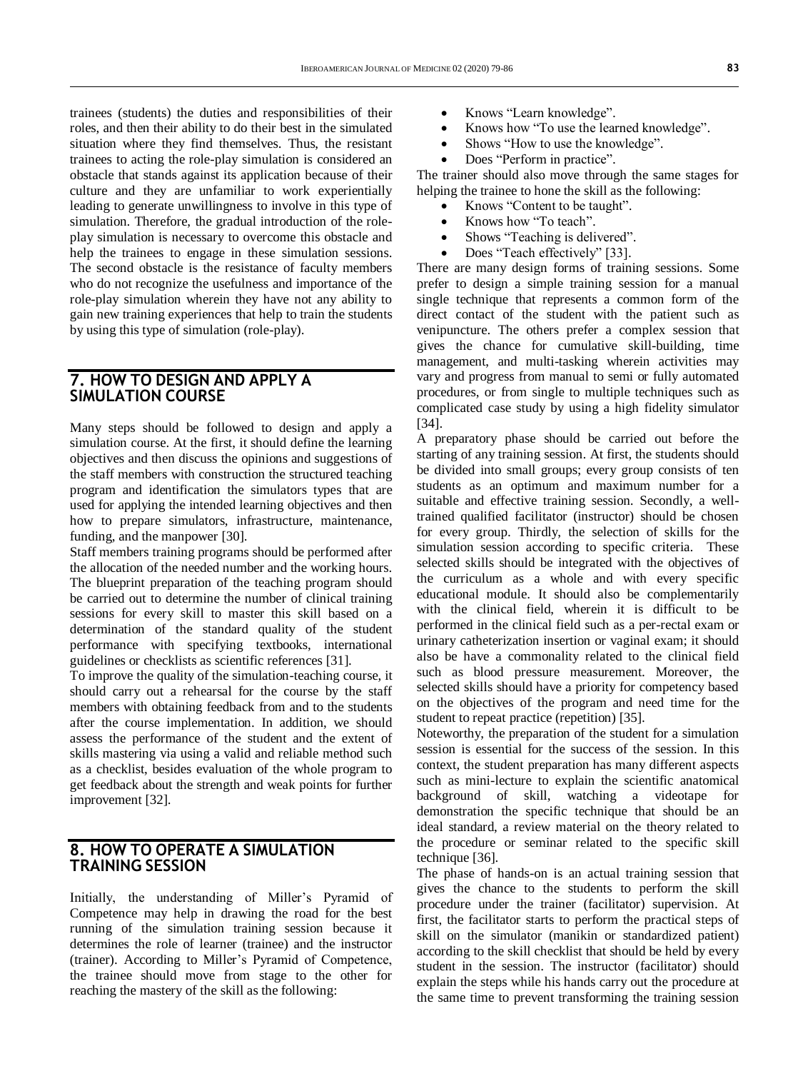trainees (students) the duties and responsibilities of their roles, and then their ability to do their best in the simulated situation where they find themselves. Thus, the resistant trainees to acting the role-play simulation is considered an obstacle that stands against its application because of their culture and they are unfamiliar to work experientially leading to generate unwillingness to involve in this type of simulation. Therefore, the gradual introduction of the role-play simulation is necessary to overcome this obstacle and help the trainees to engage in these simulation sessions. The second obstacle is the resistance of faculty members who do not recognize the usefulness and importance of the role-play simulation wherein they have not any ability to gain new training experiences that help to train the students by using this type of simulation (role-play).

## 7. HOW TO DESIGN AND APPLY A SIMULATION COURSE

Many steps should be followed to design and apply a simulation course. At the first, it should define the learning objectives and then discuss the opinions and suggestions of the staff members with construction the structured teaching program and identification the simulators types that are used for applying the intended learning objectives and then how to prepare simulators, infrastructure, maintenance, funding, and the manpower [30].

Staff members training programs should be performed after the allocation of the needed number and the working hours. The blueprint preparation of the teaching program should be carried out to determine the number of clinical training sessions for every skill to master this skill based on a determination of the standard quality of the student performance with specifying textbooks, international guidelines or checklists as scientific references [31].

To improve the quality of the simulation-teaching course, it should carry out a rehearsal for the course by the staff members with obtaining feedback from and to the students after the course implementation. In addition, we should assess the performance of the student and the extent of skills mastering via using a valid and reliable method such as a checklist, besides evaluation of the whole program to get feedback about the strength and weak points for further improvement [32].

## 8. HOW TO OPERATE A SIMULATION TRAINING SESSION

Initially, the understanding of Miller's Pyramid of Competence may help in drawing the road for the best running of the simulation training session because it determines the role of learner (trainee) and the instructor (trainer). According to Miller's Pyramid of Competence, the trainee should move from stage to the other for reaching the mastery of the skill as the following:

- Knows "Learn knowledge".
- Knows how "To use the learned knowledge".
- Shows "How to use the knowledge".
- Does "Perform in practice".

The trainer should also move through the same stages for helping the trainee to hone the skill as the following:

- Knows "Content to be taught".
- Knows how "To teach".
- Shows "Teaching is delivered".
- Does "Teach effectively" [33].

There are many design forms of training sessions. Some prefer to design a simple training session for a manual single technique that represents a common form of the direct contact of the student with the patient such as venipuncture. The others prefer a complex session that gives the chance for cumulative skill-building, time management, and multi-tasking wherein activities may vary and progress from manual to semi or fully automated procedures, or from single to multiple techniques such as complicated case study by using a high fidelity simulator [34].

A preparatory phase should be carried out before the starting of any training session. At first, the students should be divided into small groups; every group consists of ten students as an optimum and maximum number for a suitable and effective training session. Secondly, a well-trained qualified facilitator (instructor) should be chosen for every group. Thirdly, the selection of skills for the simulation session according to specific criteria. These selected skills should be integrated with the objectives of the curriculum as a whole and with every specific educational module. It should also be complementarily with the clinical field, wherein it is difficult to be performed in the clinical field such as a per-rectal exam or urinary catheterization insertion or vaginal exam; it should also be have a commonality related to the clinical field such as blood pressure measurement. Moreover, the selected skills should have a priority for competency based on the objectives of the program and need time for the student to repeat practice (repetition) [35].

Noteworthy, the preparation of the student for a simulation session is essential for the success of the session. In this context, the student preparation has many different aspects such as mini-lecture to explain the scientific anatomical background of skill, watching a videotape for demonstration the specific technique that should be an ideal standard, a review material on the theory related to the procedure or seminar related to the specific skill technique [36].

The phase of hands-on is an actual training session that gives the chance to the students to perform the skill procedure under the trainer (facilitator) supervision. At first, the facilitator starts to perform the practical steps of skill on the simulator (manikin or standardized patient) according to the skill checklist that should be held by every student in the session. The instructor (facilitator) should explain the steps while his hands carry out the procedure at the same time to prevent transforming the training session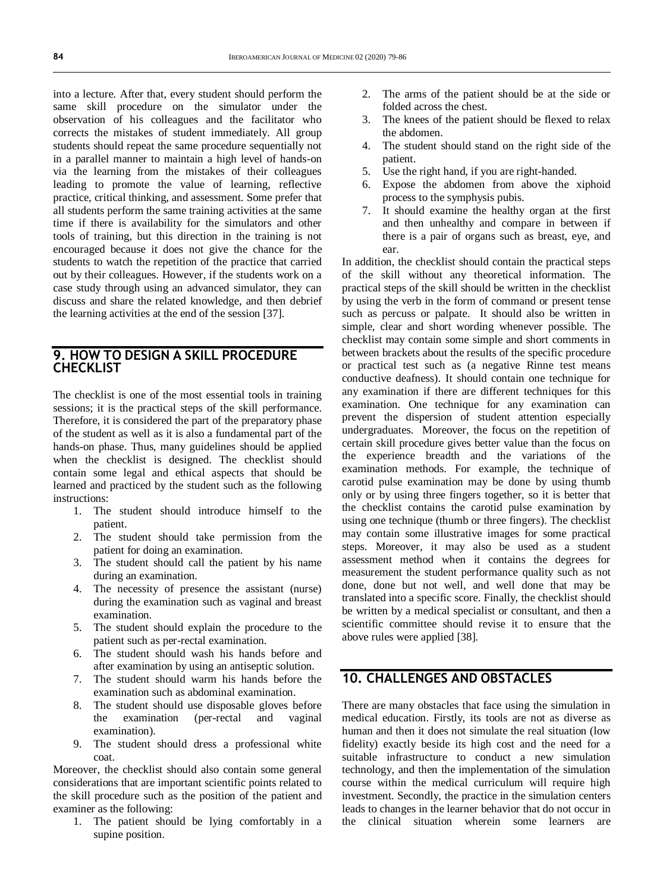into a lecture. After that, every student should perform the same skill procedure on the simulator under the observation of his colleagues and the facilitator who corrects the mistakes of student immediately. All group students should repeat the same procedure sequentially not in a parallel manner to maintain a high level of hands-on via the learning from the mistakes of their colleagues leading to promote the value of learning, reflective practice, critical thinking, and assessment. Some prefer that all students perform the same training activities at the same time if there is availability for the simulators and other tools of training, but this direction in the training is not encouraged because it does not give the chance for the students to watch the repetition of the practice that carried out by their colleagues. However, if the students work on a case study through using an advanced simulator, they can discuss and share the related knowledge, and then debrief the learning activities at the end of the session [37].

## 9. HOW TO DESIGN A SKILL PROCEDURE CHECKLIST

The checklist is one of the most essential tools in training sessions; it is the practical steps of the skill performance. Therefore, it is considered the part of the preparatory phase of the student as well as it is also a fundamental part of the hands-on phase. Thus, many guidelines should be applied when the checklist is designed. The checklist should contain some legal and ethical aspects that should be learned and practiced by the student such as the following instructions:

1. The student should introduce himself to the patient.
2. The student should take permission from the patient for doing an examination.
3. The student should call the patient by his name during an examination.
4. The necessity of presence the assistant (nurse) during the examination such as vaginal and breast examination.
5. The student should explain the procedure to the patient such as per-rectal examination.
6. The student should wash his hands before and after examination by using an antiseptic solution.
7. The student should warm his hands before the examination such as abdominal examination.
8. The student should use disposable gloves before the examination (per-rectal and vaginal examination).
9. The student should dress a professional white coat.

Moreover, the checklist should also contain some general considerations that are important scientific points related to the skill procedure such as the position of the patient and examiner as the following:

1. The patient should be lying comfortably in a supine position.
2. The arms of the patient should be at the side or folded across the chest.
3. The knees of the patient should be flexed to relax the abdomen.
4. The student should stand on the right side of the patient.
5. Use the right hand, if you are right-handed.
6. Expose the abdomen from above the xiphoid process to the symphysis pubis.
7. It should examine the healthy organ at the first and then unhealthy and compare in between if there is a pair of organs such as breast, eye, and ear.

In addition, the checklist should contain the practical steps of the skill without any theoretical information. The practical steps of the skill should be written in the checklist by using the verb in the form of command or present tense such as percuss or palpate. It should also be written in simple, clear and short wording whenever possible. The checklist may contain some simple and short comments in between brackets about the results of the specific procedure or practical test such as (a negative Rinne test means conductive deafness). It should contain one technique for any examination if there are different techniques for this examination. One technique for any examination can prevent the dispersion of student attention especially undergraduates. Moreover, the focus on the repetition of certain skill procedure gives better value than the focus on the experience breadth and the variations of the examination methods. For example, the technique of carotid pulse examination may be done by using thumb only or by using three fingers together, so it is better that the checklist contains the carotid pulse examination by using one technique (thumb or three fingers). The checklist may contain some illustrative images for some practical steps. Moreover, it may also be used as a student assessment method when it contains the degrees for measurement the student performance quality such as not done, done but not well, and well done that may be translated into a specific score. Finally, the checklist should be written by a medical specialist or consultant, and then a scientific committee should revise it to ensure that the above rules were applied [38].

## 10. CHALLENGES AND OBSTACLES

There are many obstacles that face using the simulation in medical education. Firstly, its tools are not as diverse as human and then it does not simulate the real situation (low fidelity) exactly beside its high cost and the need for a suitable infrastructure to conduct a new simulation technology, and then the implementation of the simulation course within the medical curriculum will require high investment. Secondly, the practice in the simulation centers leads to changes in the learner behavior that do not occur in the clinical situation wherein some learners are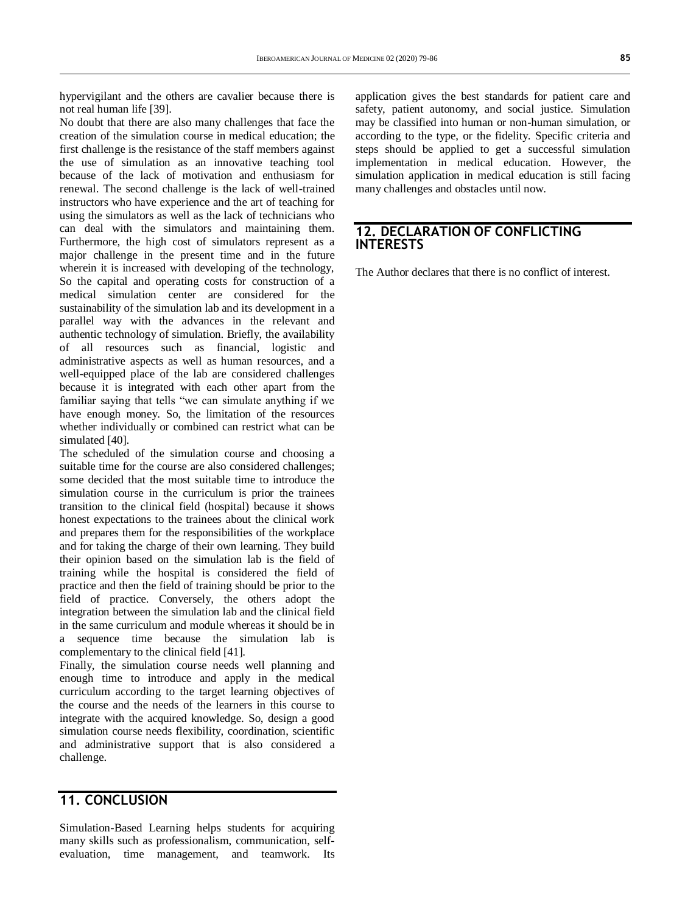hypervigilant and the others are cavalier because there is not real human life [39].

No doubt that there are also many challenges that face the creation of the simulation course in medical education; the first challenge is the resistance of the staff members against the use of simulation as an innovative teaching tool because of the lack of motivation and enthusiasm for renewal. The second challenge is the lack of well-trained instructors who have experience and the art of teaching for using the simulators as well as the lack of technicians who can deal with the simulators and maintaining them. Furthermore, the high cost of simulators represent as a major challenge in the present time and in the future wherein it is increased with developing of the technology, So the capital and operating costs for construction of a medical simulation center are considered for the sustainability of the simulation lab and its development in a parallel way with the advances in the relevant and authentic technology of simulation. Briefly, the availability of all resources such as financial, logistic and administrative aspects as well as human resources, and a well-equipped place of the lab are considered challenges because it is integrated with each other apart from the familiar saying that tells "we can simulate anything if we have enough money. So, the limitation of the resources whether individually or combined can restrict what can be simulated [40].

The scheduled of the simulation course and choosing a suitable time for the course are also considered challenges; some decided that the most suitable time to introduce the simulation course in the curriculum is prior the trainees transition to the clinical field (hospital) because it shows honest expectations to the trainees about the clinical work and prepares them for the responsibilities of the workplace and for taking the charge of their own learning. They build their opinion based on the simulation lab is the field of training while the hospital is considered the field of practice and then the field of training should be prior to the field of practice. Conversely, the others adopt the integration between the simulation lab and the clinical field in the same curriculum and module whereas it should be in a sequence time because the simulation lab is complementary to the clinical field [41].

Finally, the simulation course needs well planning and enough time to introduce and apply in the medical curriculum according to the target learning objectives of the course and the needs of the learners in this course to integrate with the acquired knowledge. So, design a good simulation course needs flexibility, coordination, scientific and administrative support that is also considered a challenge.

## 11. CONCLUSION

Simulation-Based Learning helps students for acquiring many skills such as professionalism, communication, self-evaluation, time management, and teamwork. Its application gives the best standards for patient care and safety, patient autonomy, and social justice. Simulation may be classified into human or non-human simulation, or according to the type, or the fidelity. Specific criteria and steps should be applied to get a successful simulation implementation in medical education. However, the simulation application in medical education is still facing many challenges and obstacles until now.

## 12. DECLARATION OF CONFLICTING INTERESTS

The Author declares that there is no conflict of interest.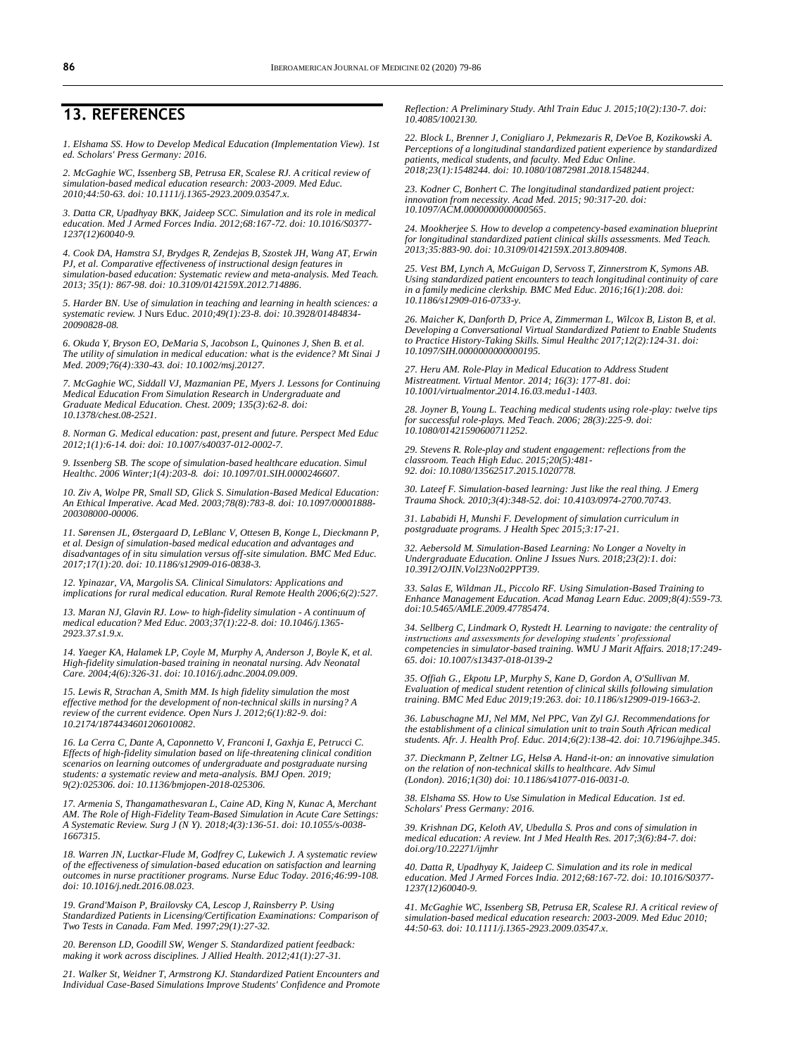## 13. REFERENCES

*1. Elshama SS. How to Develop Medical Education (Implementation View). 1st ed. Scholars' Press Germany: 2016.*

*2. McGaghie WC, Issenberg SB, Petrusa ER, Scalese RJ. A critical review of simulation-based medical education research: 2003-2009. Med Educ. 2010;44:50-63. doi: 10.1111/j.1365-2923.2009.03547.x.*

*3. Datta CR, Upadhyay BKK, Jaideep SCC. Simulation and its role in medical education. Med J Armed Forces India. 2012;68:167-72. doi: 10.1016/S0377-1237(12)60040-9.*

*4. Cook DA, Hamstra SJ, Brydges R, Zendejas B, Szostek JH, Wang AT, Erwin PJ, et al. Comparative effectiveness of instructional design features in simulation-based education: Systematic review and meta-analysis. Med Teach. 2013; 35(1): 867-98. doi: 10.3109/0142159X.2012.714886.*

*5. Harder BN. Use of simulation in teaching and learning in health sciences: a systematic review.* J Nurs Educ. *2010;49(1):23-8. doi: 10.3928/01484834-20090828-08.*

*6. Okuda Y, Bryson EO, DeMaria S, Jacobson L, Quinones J, Shen B. et al. The utility of simulation in medical education: what is the evidence? Mt Sinai J Med. 2009;76(4):330-43. doi: 10.1002/msj.20127.*

*7. McGaghie WC, Siddall VJ, Mazmanian PE, Myers J. Lessons for Continuing Medical Education From Simulation Research in Undergraduate and Graduate Medical Education. Chest. 2009; 135(3):62-8. doi: 10.1378/chest.08-2521.*

*8. Norman G. Medical education: past, present and future. Perspect Med Educ 2012;1(1):6-14. doi: doi: 10.1007/s40037-012-0002-7.*

*9. Issenberg SB. The scope of simulation-based healthcare education. Simul Healthc. 2006 Winter;1(4):203-8. doi: 10.1097/01.SIH.0000246607.*

*10. Ziv A, Wolpe PR, Small SD, Glick S. Simulation-Based Medical Education: An Ethical Imperative. Acad Med. 2003;78(8):783-8. doi: 10.1097/00001888-200308000-00006.*

*11. Sørensen JL, Østergaard D, LeBlanc V, Ottesen B, Konge L, Dieckmann P, et al. Design of simulation-based medical education and advantages and disadvantages of in situ simulation versus off-site simulation. BMC Med Educ. 2017;17(1):20. doi: 10.1186/s12909-016-0838-3.*

*12. Ypinazar, VA, Margolis SA. Clinical Simulators: Applications and implications for rural medical education. Rural Remote Health 2006;6(2):527.*

*13. Maran NJ, Glavin RJ. Low- to high-fidelity simulation - A continuum of medical education? Med Educ. 2003;37(1):22-8. doi: 10.1046/j.1365-2923.37.s1.9.x.*

*14. Yaeger KA, Halamek LP, Coyle M, Murphy A, Anderson J, Boyle K, et al. High-fidelity simulation-based training in neonatal nursing. Adv Neonatal Care. 2004;4(6):326-31. doi: 10.1016/j.adnc.2004.09.009.*

*15. Lewis R, Strachan A, Smith MM. Is high fidelity simulation the most effective method for the development of non-technical skills in nursing? A review of the current evidence. Open Nurs J. 2012;6(1):82-9. doi: 10.2174/1874434601206010082.*

*16. La Cerra C, Dante A, Caponnetto V, Franconi I, Gaxhja E, Petrucci C. Effects of high-fidelity simulation based on life-threatening clinical condition scenarios on learning outcomes of undergraduate and postgraduate nursing students: a systematic review and meta-analysis. BMJ Open. 2019; 9(2):025306. doi: 10.1136/bmjopen-2018-025306.*

*17. Armenia S, Thangamathesvaran L, Caine AD, King N, Kunac A, Merchant AM. The Role of High-Fidelity Team-Based Simulation in Acute Care Settings: A Systematic Review. Surg J (N Y). 2018;4(3):136-51. doi: 10.1055/s-0038-1667315.*

*18. Warren JN, Luctkar-Flude M, Godfrey C, Lukewich J. A systematic review of the effectiveness of simulation-based education on satisfaction and learning outcomes in nurse practitioner programs. Nurse Educ Today. 2016;46:99-108. doi: 10.1016/j.nedt.2016.08.023.*

*19. Grand'Maison P, Brailovsky CA, Lescop J, Rainsberry P. Using Standardized Patients in Licensing/Certification Examinations: Comparison of Two Tests in Canada. Fam Med. 1997;29(1):27-32.*

*20. Berenson LD, Goodill SW, Wenger S. Standardized patient feedback: making it work across disciplines. J Allied Health. 2012;41(1):27-31.*

*21. Walker St, Weidner T, Armstrong KJ. Standardized Patient Encounters and Individual Case-Based Simulations Improve Students' Confidence and Promote Reflection: A Preliminary Study. Athl Train Educ J. 2015;10(2):130-7. doi: 10.4085/1002130.*

*22. Block L, Brenner J, Conigliaro J, Pekmezaris R, DeVoe B, Kozikowski A. Perceptions of a longitudinal standardized patient experience by standardized patients, medical students, and faculty. Med Educ Online. 2018;23(1):1548244. doi: 10.1080/10872981.2018.1548244.*

*23. Kodner C, Bonhert C. The longitudinal standardized patient project: innovation from necessity. Acad Med. 2015; 90:317-20. doi: 10.1097/ACM.0000000000000565.*

*24. Mookherjee S. How to develop a competency-based examination blueprint for longitudinal standardized patient clinical skills assessments. Med Teach. 2013;35:883-90. doi: 10.3109/0142159X.2013.809408.*

*25. Vest BM, Lynch A, McGuigan D, Servoss T, Zinnerstrom K, Symons AB. Using standardized patient encounters to teach longitudinal continuity of care in a family medicine clerkship. BMC Med Educ. 2016;16(1):208. doi: 10.1186/s12909-016-0733-y.*

*26. Maicher K, Danforth D, Price A, Zimmerman L, Wilcox B, Liston B, et al. Developing a Conversational Virtual Standardized Patient to Enable Students to Practice History-Taking Skills. Simul Healthc 2017;12(2):124-31. doi: 10.1097/SIH.0000000000000195.*

*27. Heru AM. Role-Play in Medical Education to Address Student Mistreatment. Virtual Mentor. 2014; 16(3): 177-81. doi: 10.1001/virtualmentor.2014.16.03.medu1-1403.*

*28. Joyner B, Young L. Teaching medical students using role-play: twelve tips for successful role-plays. Med Teach. 2006; 28(3):225-9. doi: 10.1080/01421590600711252.*

*29. Stevens R. Role-play and student engagement: reflections from the classroom. Teach High Educ. 2015;20(5):481-92. doi: 10.1080/13562517.2015.1020778.*

*30. Lateef F. Simulation-based learning: Just like the real thing. J Emerg Trauma Shock. 2010;3(4):348-52. doi: 10.4103/0974-2700.70743.*

*31. Lababidi H, Munshi F. Development of simulation curriculum in postgraduate programs. J Health Spec 2015;3:17-21.*

*32. Aebersold M. Simulation-Based Learning: No Longer a Novelty in Undergraduate Education. Online J Issues Nurs. 2018;23(2):1. doi: 10.3912/OJIN.Vol23No02PPT39.*

*33. Salas E, Wildman JL, Piccolo RF. Using Simulation-Based Training to Enhance Management Education. Acad Manag Learn Educ. 2009;8(4):559-73. doi:10.5465/AMLE.2009.47785474.*

*34. Sellberg C, Lindmark O, Rystedt H. Learning to navigate: the centrality of instructions and assessments for developing students' professional competencies in simulator-based training. WMU J Marit Affairs. 2018;17:249-65. doi: 10.1007/s13437-018-0139-2*

*35. Offiah G., Ekpotu LP, Murphy S, Kane D, Gordon A, O'Sullivan M. Evaluation of medical student retention of clinical skills following simulation training. BMC Med Educ 2019;19:263. doi: 10.1186/s12909-019-1663-2.*

*36. Labuschagne MJ, Nel MM, Nel PPC, Van Zyl GJ. Recommendations for the establishment of a clinical simulation unit to train South African medical students. Afr. J. Health Prof. Educ. 2014;6(2):138-42. doi: 10.7196/ajhpe.345.*

*37. Dieckmann P, Zeltner LG, Helsø A. Hand-it-on: an innovative simulation on the relation of non-technical skills to healthcare. Adv Simul (London). 2016;1(30) doi: 10.1186/s41077-016-0031-0.*

*38. Elshama SS. How to Use Simulation in Medical Education. 1st ed. Scholars' Press Germany: 2016.*

*39. Krishnan DG, Keloth AV, Ubedulla S. Pros and cons of simulation in medical education: A review. Int J Med Health Res. 2017;3(6):84-7. doi: doi.org/10.22271/ijmhr*

*40. Datta R, Upadhyay K, Jaideep C. Simulation and its role in medical education. Med J Armed Forces India. 2012;68:167-72. doi: 10.1016/S0377-1237(12)60040-9.*

*41. McGaghie WC, Issenberg SB, Petrusa ER, Scalese RJ. A critical review of simulation-based medical education research: 2003-2009. Med Educ 2010; 44:50-63. doi: 10.1111/j.1365-2923.2009.03547.x.*